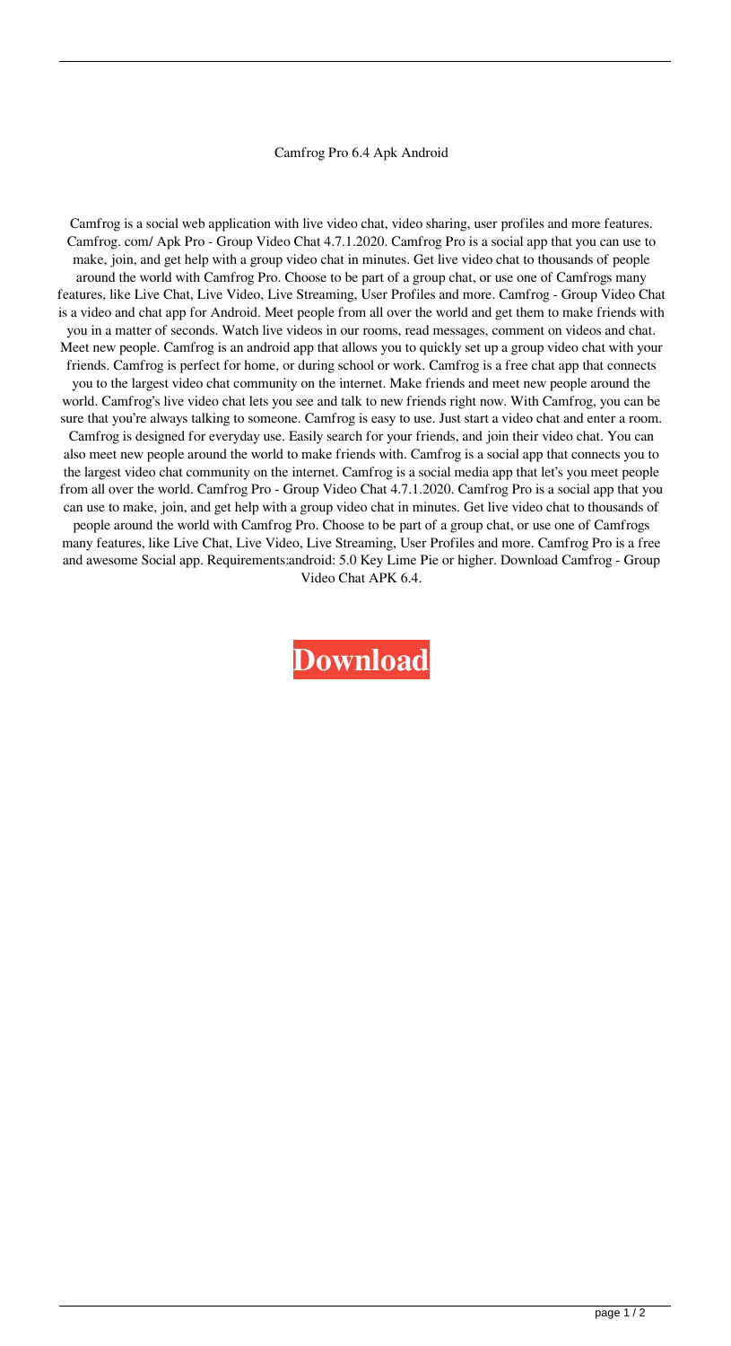# Camfrog Pro 6.4 Apk Android

Camfrog is a social web application with live video chat, video sharing, user profiles and more features. Camfrog. com/ Apk Pro - Group Video Chat 4.7.1.2020. Camfrog Pro is a social app that you can use to make, join, and get help with a group video chat in minutes. Get live video chat to thousands of people around the world with Camfrog Pro. Choose to be part of a group chat, or use one of Camfrogs many features, like Live Chat, Live Video, Live Streaming, User Profiles and more. Camfrog - Group Video Chat is a video and chat app for Android. Meet people from all over the world and get them to make friends with you in a matter of seconds. Watch live videos in our rooms, read messages, comment on videos and chat. Meet new people. Camfrog is an android app that allows you to quickly set up a group video chat with your friends. Camfrog is perfect for home, or during school or work. Camfrog is a free chat app that connects you to the largest video chat community on the internet. Make friends and meet new people around the world. Camfrog's live video chat lets you see and talk to new friends right now. With Camfrog, you can be sure that you're always talking to someone. Camfrog is easy to use. Just start a video chat and enter a room. Camfrog is designed for everyday use. Easily search for your friends, and join their video chat. You can also meet new people around the world to make friends with. Camfrog is a social app that connects you to the largest video chat community on the internet. Camfrog is a social media app that let's you meet people from all over the world. Camfrog Pro - Group Video Chat 4.7.1.2020. Camfrog Pro is a social app that you can use to make, join, and get help with a group video chat in minutes. Get live video chat to thousands of people around the world with Camfrog Pro. Choose to be part of a group chat, or use one of Camfrogs many features, like Live Chat, Live Video, Live Streaming, User Profiles and more. Camfrog Pro is a free and awesome Social app. Requirements:android: 5.0 Key Lime Pie or higher. Download Camfrog - Group Video Chat APK 6.4.

**Download**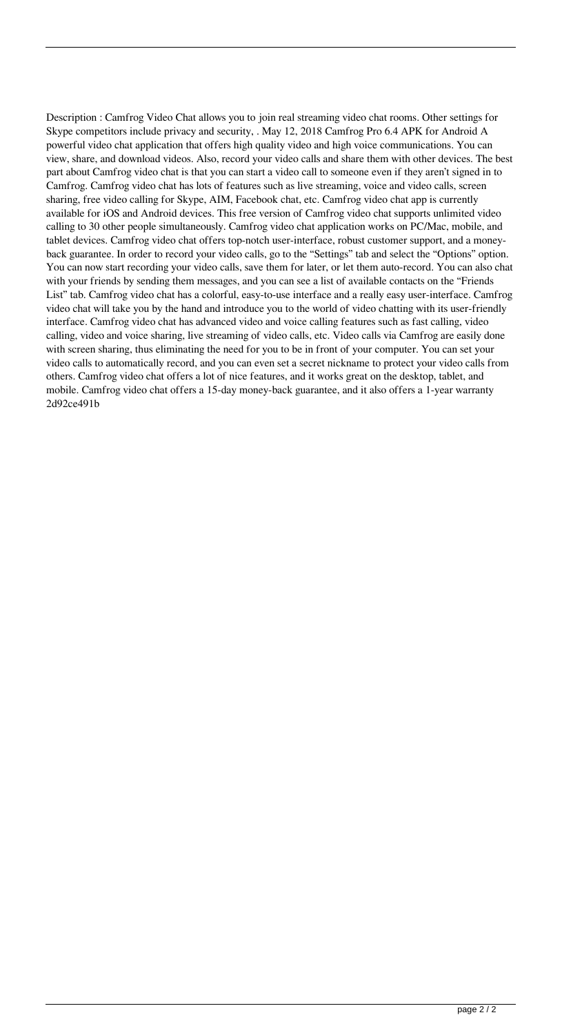Description : Camfrog Video Chat allows you to join real streaming video chat rooms. Other settings for Skype competitors include privacy and security, . May 12, 2018 Camfrog Pro 6.4 APK for Android A powerful video chat application that offers high quality video and high voice communications. You can view, share, and download videos. Also, record your video calls and share them with other devices. The best part about Camfrog video chat is that you can start a video call to someone even if they aren't signed in to Camfrog. Camfrog video chat has lots of features such as live streaming, voice and video calls, screen sharing, free video calling for Skype, AIM, Facebook chat, etc. Camfrog video chat app is currently available for iOS and Android devices. This free version of Camfrog video chat supports unlimited video calling to 30 other people simultaneously. Camfrog video chat application works on PC/Mac, mobile, and tablet devices. Camfrog video chat offers top-notch user-interface, robust customer support, and a money-back guarantee. In order to record your video calls, go to the "Settings" tab and select the "Options" option. You can now start recording your video calls, save them for later, or let them auto-record. You can also chat with your friends by sending them messages, and you can see a list of available contacts on the "Friends List" tab. Camfrog video chat has a colorful, easy-to-use interface and a really easy user-interface. Camfrog video chat will take you by the hand and introduce you to the world of video chatting with its user-friendly interface. Camfrog video chat has advanced video and voice calling features such as fast calling, video calling, video and voice sharing, live streaming of video calls, etc. Video calls via Camfrog are easily done with screen sharing, thus eliminating the need for you to be in front of your computer. You can set your video calls to automatically record, and you can even set a secret nickname to protect your video calls from others. Camfrog video chat offers a lot of nice features, and it works great on the desktop, tablet, and mobile. Camfrog video chat offers a 15-day money-back guarantee, and it also offers a 1-year warranty 2d92ce491b